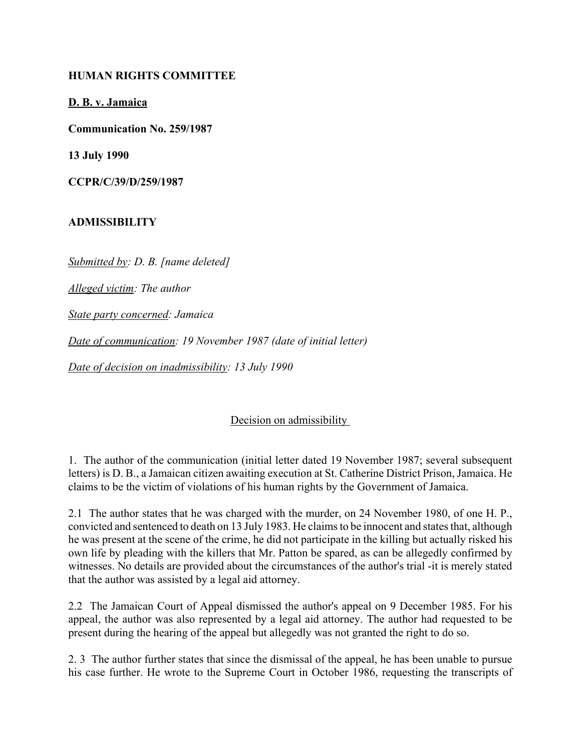**HUMAN RIGHTS COMMITTEE**

**D. B. v. Jamaica**

**Communication No. 259/1987**

**13 July 1990**

**CCPR/C/39/D/259/1987**

**ADMISSIBILITY**

*Submitted by: D. B. [name deleted]*

*Alleged victim: The author*

*State party concerned: Jamaica*

*Date of communication: 19 November 1987 (date of initial letter)*

*Date of decision on inadmissibility: 13 July 1990*

Decision on admissibility

1. The author of the communication (initial letter dated 19 November 1987; several subsequent letters) is D. B., a Jamaican citizen awaiting execution at St. Catherine District Prison, Jamaica. He claims to be the victim of violations of his human rights by the Government of Jamaica.

2.1 The author states that he was charged with the murder, on 24 November 1980, of one H. P., convicted and sentenced to death on 13 July 1983. He claims to be innocent and states that, although he was present at the scene of the crime, he did not participate in the killing but actually risked his own life by pleading with the killers that Mr. Patton be spared, as can be allegedly confirmed by witnesses. No details are provided about the circumstances of the author's trial -it is merely stated that the author was assisted by a legal aid attorney.

2.2 The Jamaican Court of Appeal dismissed the author's appeal on 9 December 1985. For his appeal, the author was also represented by a legal aid attorney. The author had requested to be present during the hearing of the appeal but allegedly was not granted the right to do so.

2. 3 The author further states that since the dismissal of the appeal, he has been unable to pursue his case further. He wrote to the Supreme Court in October 1986, requesting the transcripts of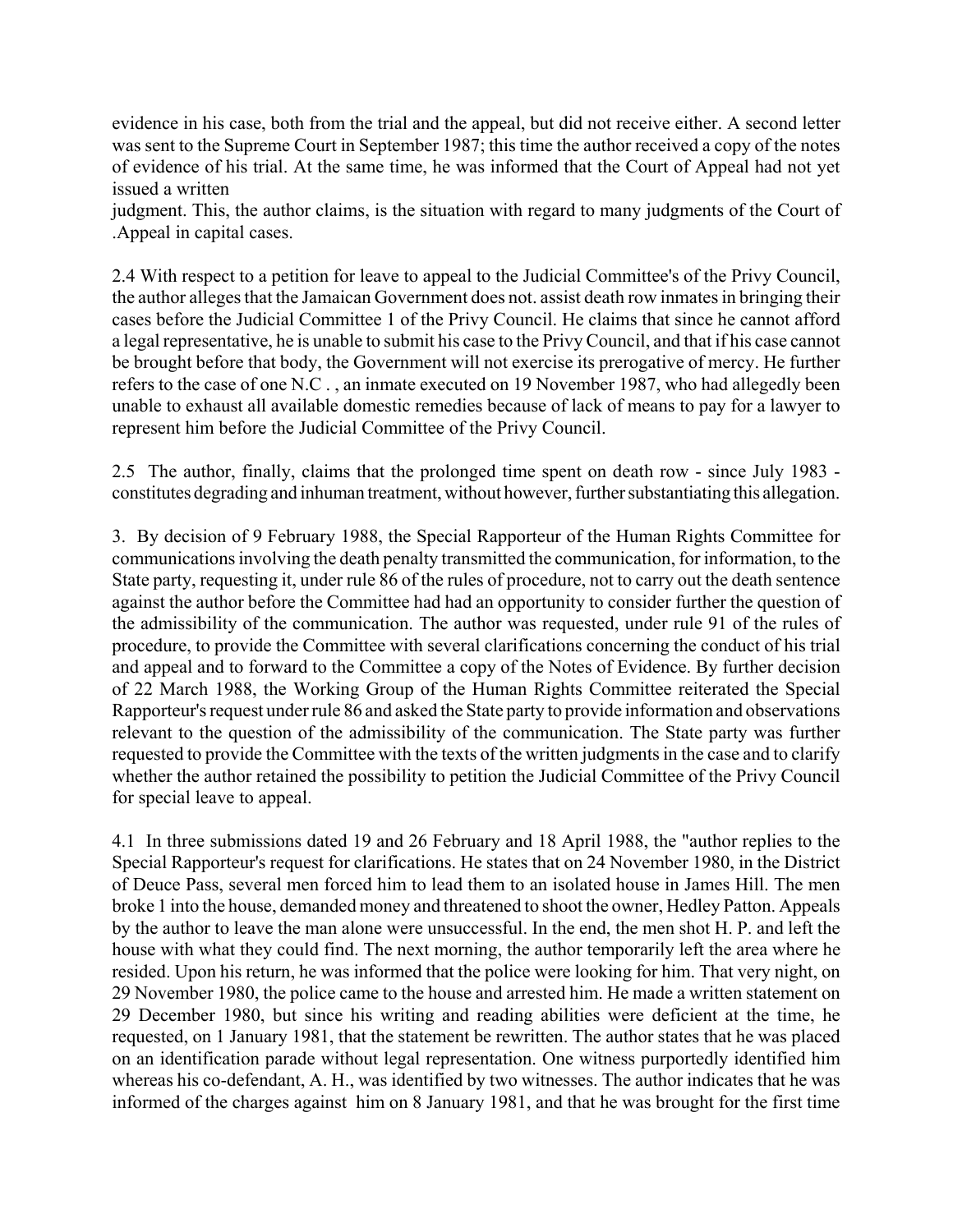evidence in his case, both from the trial and the appeal, but did not receive either. A second letter was sent to the Supreme Court in September 1987; this time the author received a copy of the notes of evidence of his trial. At the same time, he was informed that the Court of Appeal had not yet issued a written
judgment. This, the author claims, is the situation with regard to many judgments of the Court of .Appeal in capital cases.

2.4 With respect to a petition for leave to appeal to the Judicial Committee's of the Privy Council, the author alleges that the Jamaican Government does not. assist death row inmates in bringing their cases before the Judicial Committee 1 of the Privy Council. He claims that since he cannot afford a legal representative, he is unable to submit his case to the Privy Council, and that if his case cannot be brought before that body, the Government will not exercise its prerogative of mercy. He further refers to the case of one N.C . , an inmate executed on 19 November 1987, who had allegedly been unable to exhaust all available domestic remedies because of lack of means to pay for a lawyer to represent him before the Judicial Committee of the Privy Council.

2.5 The author, finally, claims that the prolonged time spent on death row - since July 1983 - constitutes degrading and inhuman treatment, without however, further substantiating this allegation.

3. By decision of 9 February 1988, the Special Rapporteur of the Human Rights Committee for communications involving the death penalty transmitted the communication, for information, to the State party, requesting it, under rule 86 of the rules of procedure, not to carry out the death sentence against the author before the Committee had had an opportunity to consider further the question of the admissibility of the communication. The author was requested, under rule 91 of the rules of procedure, to provide the Committee with several clarifications concerning the conduct of his trial and appeal and to forward to the Committee a copy of the Notes of Evidence. By further decision of 22 March 1988, the Working Group of the Human Rights Committee reiterated the Special Rapporteur's request under rule 86 and asked the State party to provide information and observations relevant to the question of the admissibility of the communication. The State party was further requested to provide the Committee with the texts of the written judgments in the case and to clarify whether the author retained the possibility to petition the Judicial Committee of the Privy Council for special leave to appeal.

4.1 In three submissions dated 19 and 26 February and 18 April 1988, the "author replies to the Special Rapporteur's request for clarifications. He states that on 24 November 1980, in the District of Deuce Pass, several men forced him to lead them to an isolated house in James Hill. The men broke 1 into the house, demanded money and threatened to shoot the owner, Hedley Patton. Appeals by the author to leave the man alone were unsuccessful. In the end, the men shot H. P. and left the house with what they could find. The next morning, the author temporarily left the area where he resided. Upon his return, he was informed that the police were looking for him. That very night, on 29 November 1980, the police came to the house and arrested him. He made a written statement on 29 December 1980, but since his writing and reading abilities were deficient at the time, he requested, on 1 January 1981, that the statement be rewritten. The author states that he was placed on an identification parade without legal representation. One witness purportedly identified him whereas his co-defendant, A. H., was identified by two witnesses. The author indicates that he was informed of the charges against him on 8 January 1981, and that he was brought for the first time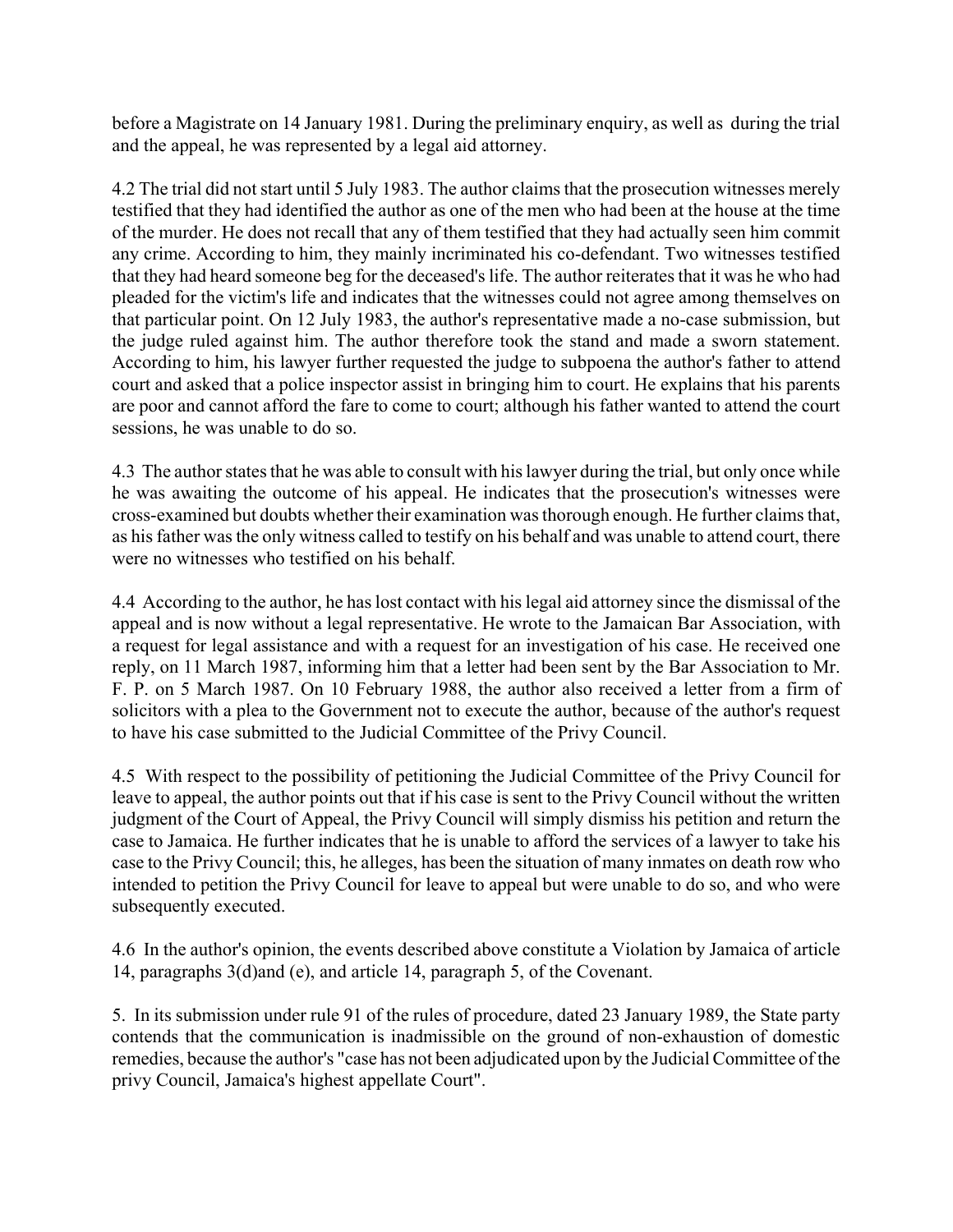before a Magistrate on 14 January 1981. During the preliminary enquiry, as well as during the trial and the appeal, he was represented by a legal aid attorney.

4.2 The trial did not start until 5 July 1983. The author claims that the prosecution witnesses merely testified that they had identified the author as one of the men who had been at the house at the time of the murder. He does not recall that any of them testified that they had actually seen him commit any crime. According to him, they mainly incriminated his co-defendant. Two witnesses testified that they had heard someone beg for the deceased's life. The author reiterates that it was he who had pleaded for the victim's life and indicates that the witnesses could not agree among themselves on that particular point. On 12 July 1983, the author's representative made a no-case submission, but the judge ruled against him. The author therefore took the stand and made a sworn statement. According to him, his lawyer further requested the judge to subpoena the author's father to attend court and asked that a police inspector assist in bringing him to court. He explains that his parents are poor and cannot afford the fare to come to court; although his father wanted to attend the court sessions, he was unable to do so.

4.3 The author states that he was able to consult with his lawyer during the trial, but only once while he was awaiting the outcome of his appeal. He indicates that the prosecution's witnesses were cross-examined but doubts whether their examination was thorough enough. He further claims that, as his father was the only witness called to testify on his behalf and was unable to attend court, there were no witnesses who testified on his behalf.

4.4 According to the author, he has lost contact with his legal aid attorney since the dismissal of the appeal and is now without a legal representative. He wrote to the Jamaican Bar Association, with a request for legal assistance and with a request for an investigation of his case. He received one reply, on 11 March 1987, informing him that a letter had been sent by the Bar Association to Mr. F. P. on 5 March 1987. On 10 February 1988, the author also received a letter from a firm of solicitors with a plea to the Government not to execute the author, because of the author's request to have his case submitted to the Judicial Committee of the Privy Council.

4.5 With respect to the possibility of petitioning the Judicial Committee of the Privy Council for leave to appeal, the author points out that if his case is sent to the Privy Council without the written judgment of the Court of Appeal, the Privy Council will simply dismiss his petition and return the case to Jamaica. He further indicates that he is unable to afford the services of a lawyer to take his case to the Privy Council; this, he alleges, has been the situation of many inmates on death row who intended to petition the Privy Council for leave to appeal but were unable to do so, and who were subsequently executed.

4.6 In the author's opinion, the events described above constitute a Violation by Jamaica of article 14, paragraphs 3(d)and (e), and article 14, paragraph 5, of the Covenant.

5. In its submission under rule 91 of the rules of procedure, dated 23 January 1989, the State party contends that the communication is inadmissible on the ground of non-exhaustion of domestic remedies, because the author's "case has not been adjudicated upon by the Judicial Committee of the privy Council, Jamaica's highest appellate Court".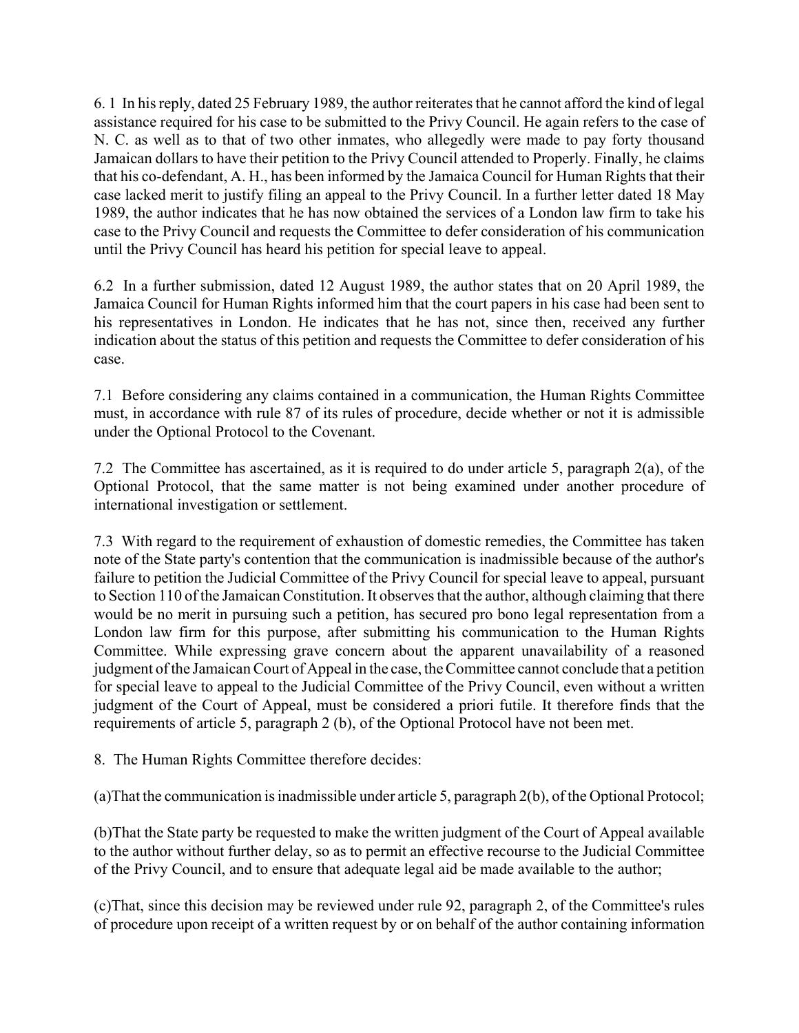6.1 In his reply, dated 25 February 1989, the author reiterates that he cannot afford the kind of legal assistance required for his case to be submitted to the Privy Council. He again refers to the case of N. C. as well as to that of two other inmates, who allegedly were made to pay forty thousand Jamaican dollars to have their petition to the Privy Council attended to Properly. Finally, he claims that his co-defendant, A. H., has been informed by the Jamaica Council for Human Rights that their case lacked merit to justify filing an appeal to the Privy Council. In a further letter dated 18 May 1989, the author indicates that he has now obtained the services of a London law firm to take his case to the Privy Council and requests the Committee to defer consideration of his communication until the Privy Council has heard his petition for special leave to appeal.

6.2 In a further submission, dated 12 August 1989, the author states that on 20 April 1989, the Jamaica Council for Human Rights informed him that the court papers in his case had been sent to his representatives in London. He indicates that he has not, since then, received any further indication about the status of this petition and requests the Committee to defer consideration of his case.

7.1 Before considering any claims contained in a communication, the Human Rights Committee must, in accordance with rule 87 of its rules of procedure, decide whether or not it is admissible under the Optional Protocol to the Covenant.

7.2 The Committee has ascertained, as it is required to do under article 5, paragraph 2(a), of the Optional Protocol, that the same matter is not being examined under another procedure of international investigation or settlement.

7.3 With regard to the requirement of exhaustion of domestic remedies, the Committee has taken note of the State party's contention that the communication is inadmissible because of the author's failure to petition the Judicial Committee of the Privy Council for special leave to appeal, pursuant to Section 110 of the Jamaican Constitution. It observes that the author, although claiming that there would be no merit in pursuing such a petition, has secured pro bono legal representation from a London law firm for this purpose, after submitting his communication to the Human Rights Committee. While expressing grave concern about the apparent unavailability of a reasoned judgment of the Jamaican Court of Appeal in the case, the Committee cannot conclude that a petition for special leave to appeal to the Judicial Committee of the Privy Council, even without a written judgment of the Court of Appeal, must be considered a priori futile. It therefore finds that the requirements of article 5, paragraph 2 (b), of the Optional Protocol have not been met.

8. The Human Rights Committee therefore decides:

(a)That the communication is inadmissible under article 5, paragraph 2(b), of the Optional Protocol;

(b)That the State party be requested to make the written judgment of the Court of Appeal available to the author without further delay, so as to permit an effective recourse to the Judicial Committee of the Privy Council, and to ensure that adequate legal aid be made available to the author;

(c)That, since this decision may be reviewed under rule 92, paragraph 2, of the Committee's rules of procedure upon receipt of a written request by or on behalf of the author containing information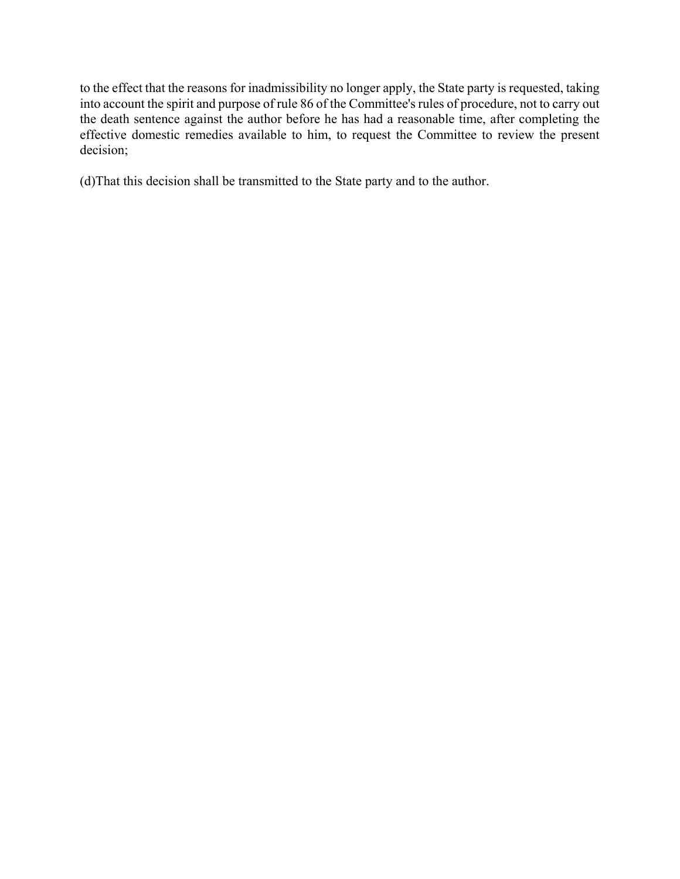to the effect that the reasons for inadmissibility no longer apply, the State party is requested, taking into account the spirit and purpose of rule 86 of the Committee's rules of procedure, not to carry out the death sentence against the author before he has had a reasonable time, after completing the effective domestic remedies available to him, to request the Committee to review the present decision;

(d)That this decision shall be transmitted to the State party and to the author.